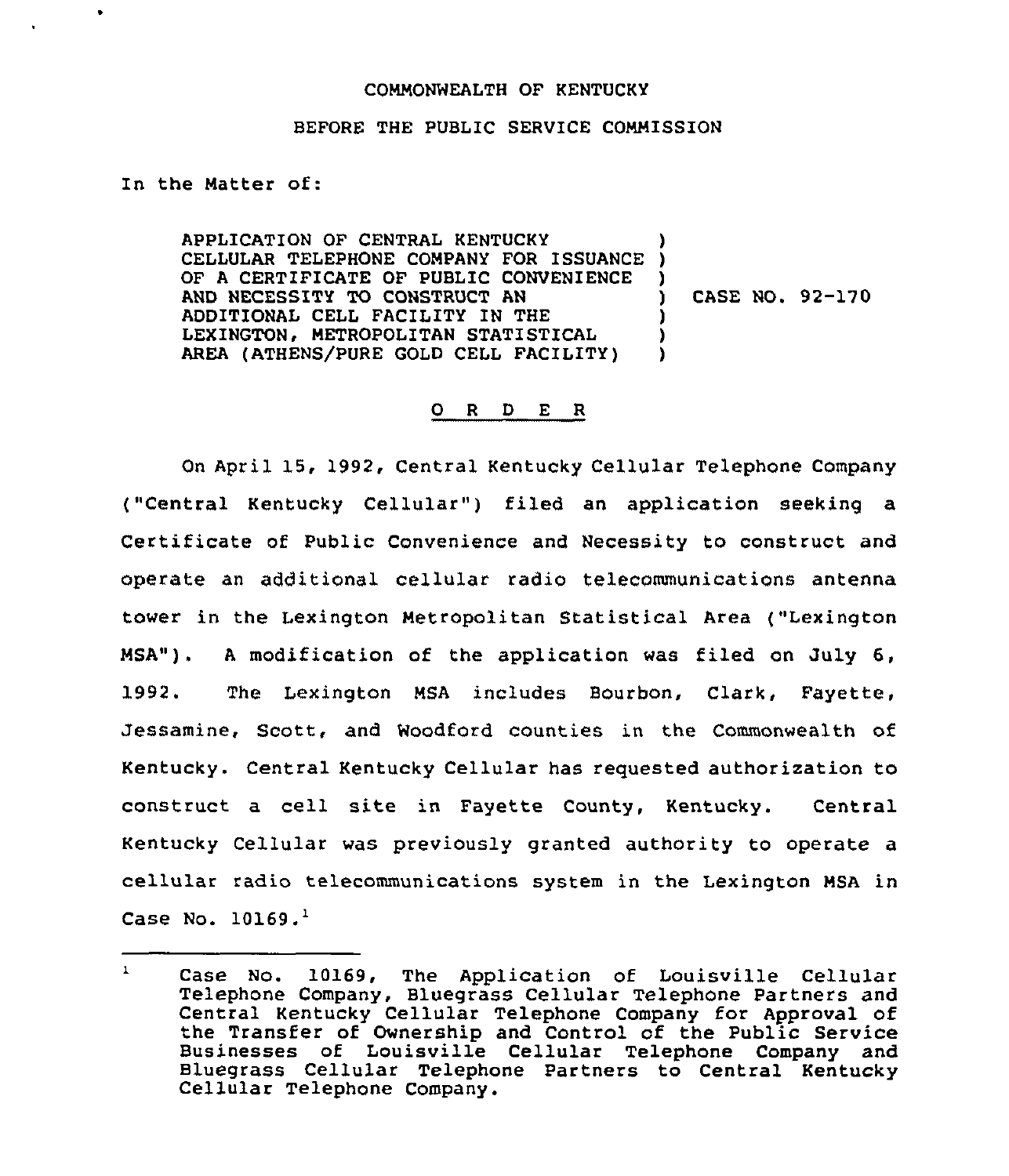COMMONWEALTH OF KENTUCKY

BEFORE THE PUBLIC SERVICE COMMISSION

In the Matter of:

APPLICATION OF CENTRAL KENTUCKY CELLULAR TELEPHONE COMPANY FOR ISSUANCE OF A CERTIFICATE OF PUBLIC CONVENIENCE AND NECESSITY TO CONSTRUCT AN ADDITIONAL CELL FACILITY IN THE LEXINGTON, METROPOLITAN STATISTICAL AREA (ATHENS/PURE GOLD CELL FACILITY) ) CASE NO. 92-170

O R D E R

On April 15, 1992, Central Kentucky Cellular Telephone Company ("Central Kentucky Cellular") filed an application seeking a Certificate of Public Convenience and Necessity to construct and operate an additional cellular radio telecommunications antenna tower in the Lexington Metropolitan Statistical Area ("Lexington MSA"). A modification of the application was filed on July 6, 1992. The Lexington MSA includes Bourbon, Clark, Fayette, Jessamine, Scott, and Woodford counties in the Commonwealth of Kentucky. Central Kentucky Cellular has requested authorization to construct a cell site in Fayette County, Kentucky. Central Kentucky Cellular was previously granted authority to operate a cellular radio telecommunications system in the Lexington MSA in Case No. 10169.[1]

[1] Case No. 10169, The Application of Louisville Cellular Telephone Company, Bluegrass Cellular Telephone Partners and Central Kentucky Cellular Telephone Company for Approval of the Transfer of Ownership and Control of the Public Service Businesses of Louisville Cellular Telephone Company and Bluegrass Cellular Telephone Partners to Central Kentucky Cellular Telephone Company.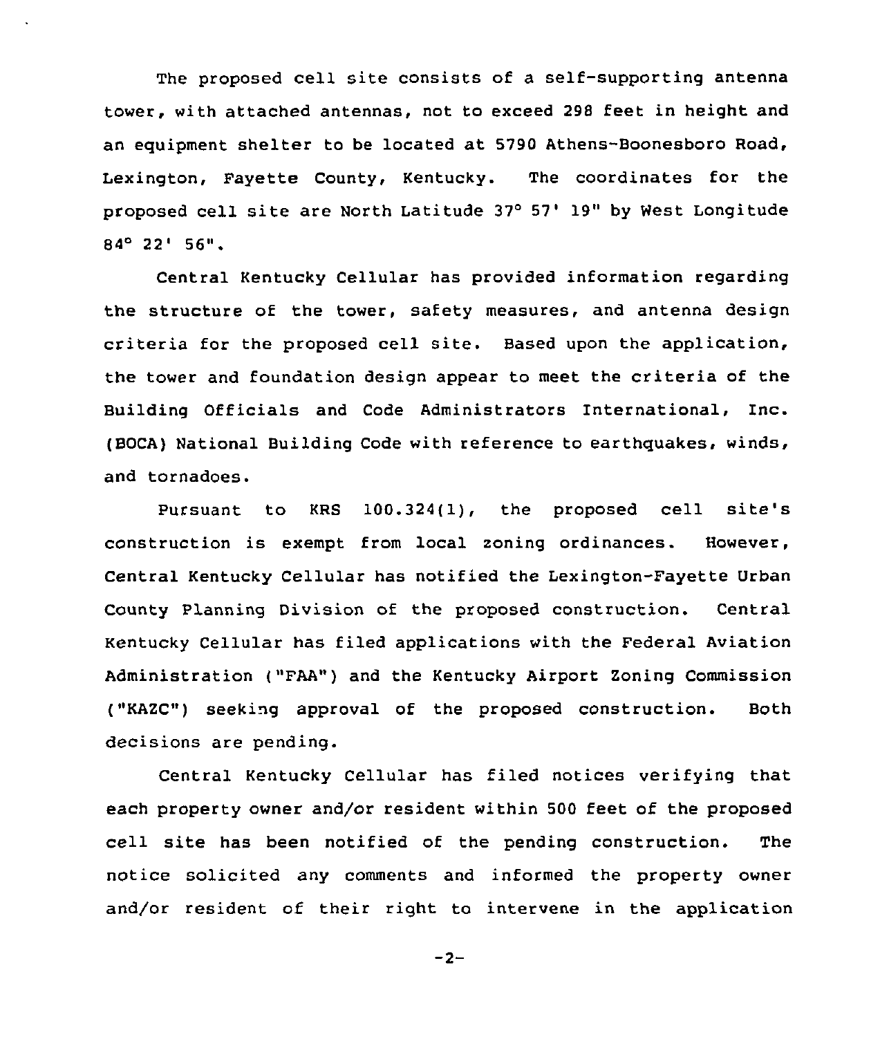The proposed cell site consists of a self-supporting antenna tower, with attached antennas, not to exceed 298 feet in height and an equipment shelter to be located at 5790 Athens-Boonesboro Road, Lexington, Fayette County, Kentucky. The coordinates for the proposed cell site are North Latitude 37° 57' 19" by West Longitude 84° 22' 56".

Central Kentucky Cellular has provided information regarding the structure of the tower, safety measures, and antenna design criteria for the proposed cell site. Based upon the application, the tower and foundation design appear to meet the criteria of the Building Officials and Code Administrators International, Inc. (BOCA) National Building Code with reference to earthquakes, winds, and tornadoes.

Pursuant to KRS 100.324(1), the proposed cell site's construction is exempt from local zoning ordinances. However, Central Kentucky Cellular has notified the Lexington-Fayette Urban County Planning Division of the proposed construction. Central Kentucky Cellular has filed applications with the Federal Aviation Administration ("FAA") and the Kentucky Airport Zoning Commission ("KAZC") seeking approval of the proposed construction. Both decisions are pending.

Central Kentucky Cellular has filed notices verifying that each property owner and/or resident within 500 feet of the proposed cell site has been notified of the pending construction. The notice solicited any comments and informed the property owner and/or resident of their right to intervene in the application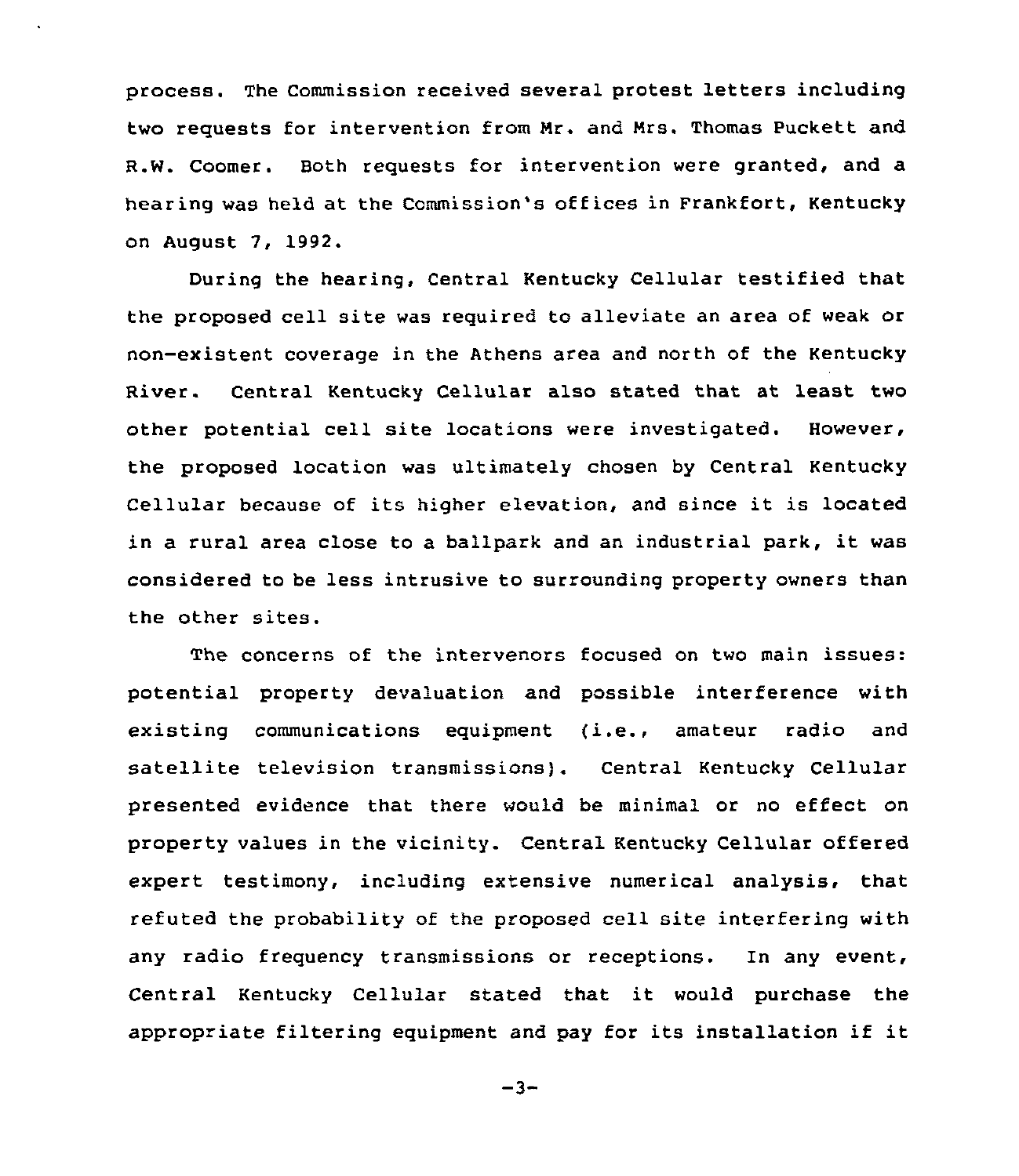process. The Commission received several protest letters including two requests for intervention from Mr. and Mrs. Thomas Puckett and R.W. Coomer. Both requests for intervention were granted, and a hearing was held at the Commission's offices in Frankfort, Kentucky on August 7, 1992.

During the hearing, Central Kentucky Cellular testified that the proposed cell site was required to alleviate an area of weak or non-existent coverage in the Athens area and north of the Kentucky River. Central Kentucky Cellular also stated that at least two other potential cell site locations were investigated. However, the proposed location was ultimately chosen by Central Kentucky Cellular because of its higher elevation, and since it is located in a rural area close to a ballpark and an industrial park, it was considered to be less intrusive to surrounding property owners than the other sites.

The concerns of the intervenors focused on two main issues: potential property devaluation and possible interference with existing communications equipment (i.e., amateur radio and satellite television transmissions). Central Kentucky Cellular presented evidence that there would be minimal or no effect on property values in the vicinity. Central Kentucky Cellular offered expert testimony, including extensive numerical analysis, that refuted the probability of the proposed cell site interfering with any radio frequency transmissions or receptions. In any event, Central Kentucky Cellular stated that it would purchase the appropriate filtering equipment and pay for its installation if it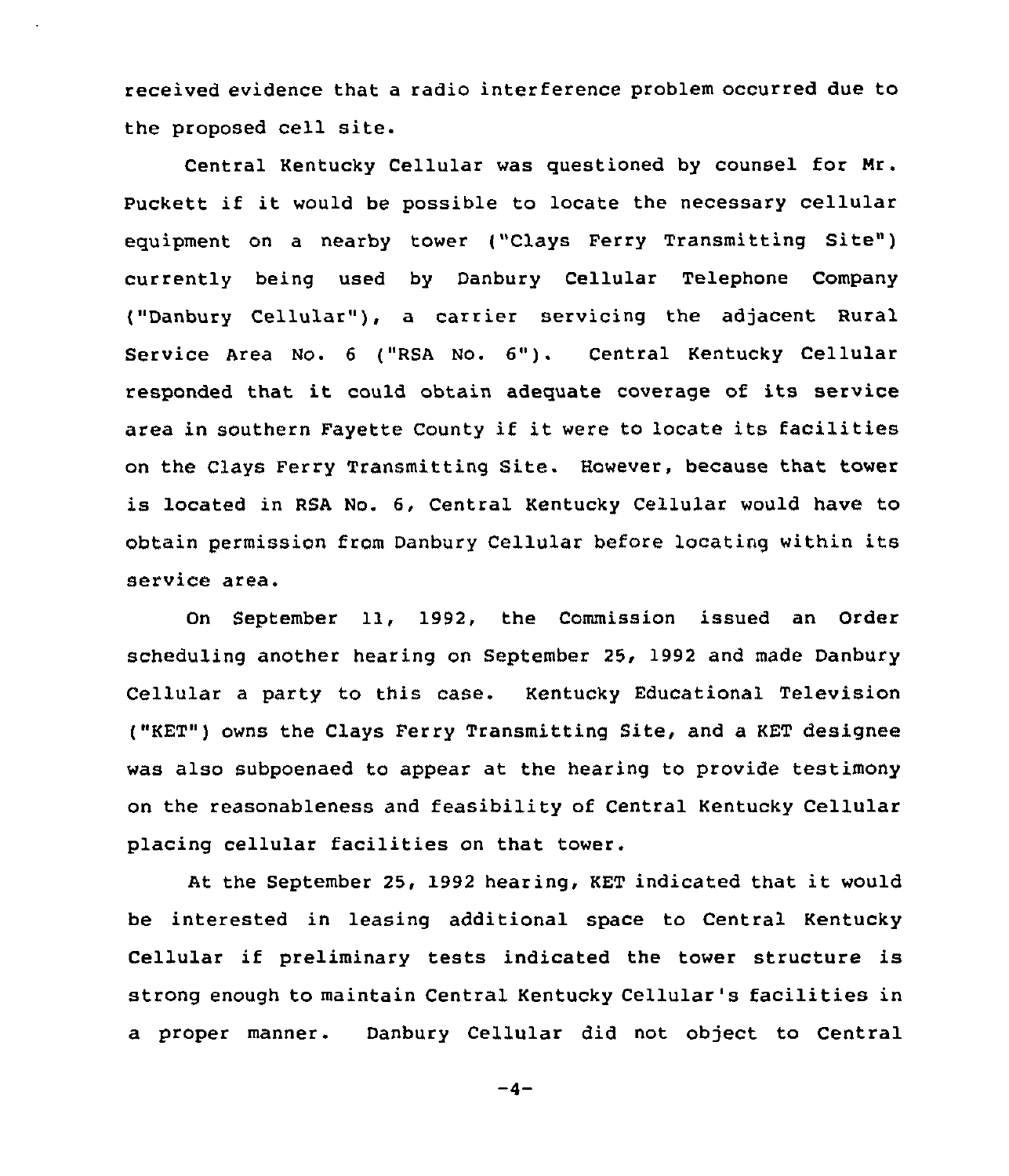received evidence that a radio interference problem occurred due to the proposed cell site.

Central Kentucky Cellular was questioned by counsel for Mr. Puckett if it would be possible to locate the necessary cellular equipment on a nearby tower ("Clays Ferry Transmitting Site") currently being used by Danbury Cellular Telephone Company ("Danbury Cellular"), a carrier servicing the adjacent Rural Service Area No. 6 ("RSA No. 6"). Central Kentucky Cellular responded that it could obtain adequate coverage of its service area in southern Fayette County if it were to locate its facilities on the Clays Ferry Transmitting Site. However, because that tower is located in RSA No. 6, Central Kentucky Cellular would have to obtain permission from Danbury Cellular before locating within its service area.

On September 11, 1992, the Commission issued an Order scheduling another hearing on September 25, 1992 and made Danbury Cellular a party to this case. Kentucky Educational Television ("KET") owns the Clays Ferry Transmitting Site, and a KET designee was also subpoenaed to appear at the hearing to provide testimony on the reasonableness and feasibility of Central Kentucky Cellular placing cellular facilities on that tower.

At the September 25, 1992 hearing, KET indicated that it would be interested in leasing additional space to Central Kentucky Cellular if preliminary tests indicated the tower structure is strong enough to maintain Central Kentucky Cellular's facilities in a proper manner. Danbury Cellular did not object to Central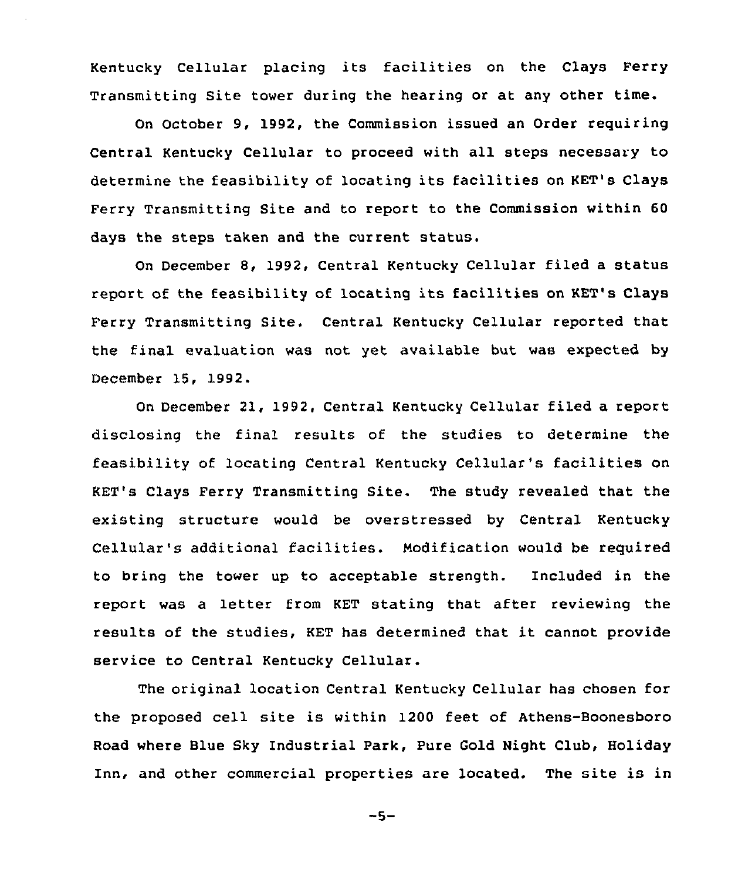Kentucky Cellular placing its facilities on the Clays Ferry Transmitting Site tower during the hearing or at any other time.

On October 9, 1992, the Commission issued an Order requiring Central Kentucky Cellular to proceed with all steps necessary to determine the feasibility of locating its facilities on KET's Clays Ferry Transmitting Site and to report to the Commission within 60 days the steps taken and the current status.

On December 8, 1992, Central Kentucky Cellular filed a status report of the feasibility of locating its facilities on KET's Clays Ferry Transmitting Site. Central Kentucky Cellular reported that the final evaluation was not yet available but was expected by December 15, 1992.

On December 21, 1992, Central Kentucky Cellular filed a report disclosing the final results of the studies to determine the feasibility of locating Central Kentucky Cellular's facilities on KET's Clays Ferry Transmitting Site. The study revealed that the existing structure would be overstressed by Central Kentucky Cellular's additional facilities. Modification would be required to bring the tower up to acceptable strength. Included in the report was a letter from KET stating that after reviewing the results of the studies, KET has determined that it cannot provide service to Central Kentucky Cellular.

The original location Central Kentucky Cellular has chosen for the proposed cell site is within 1200 feet of Athens-Boonesboro Road where Blue Sky Industrial Park, Pure Gold Night Club, Holiday Inn, and other commercial properties are located. The site is in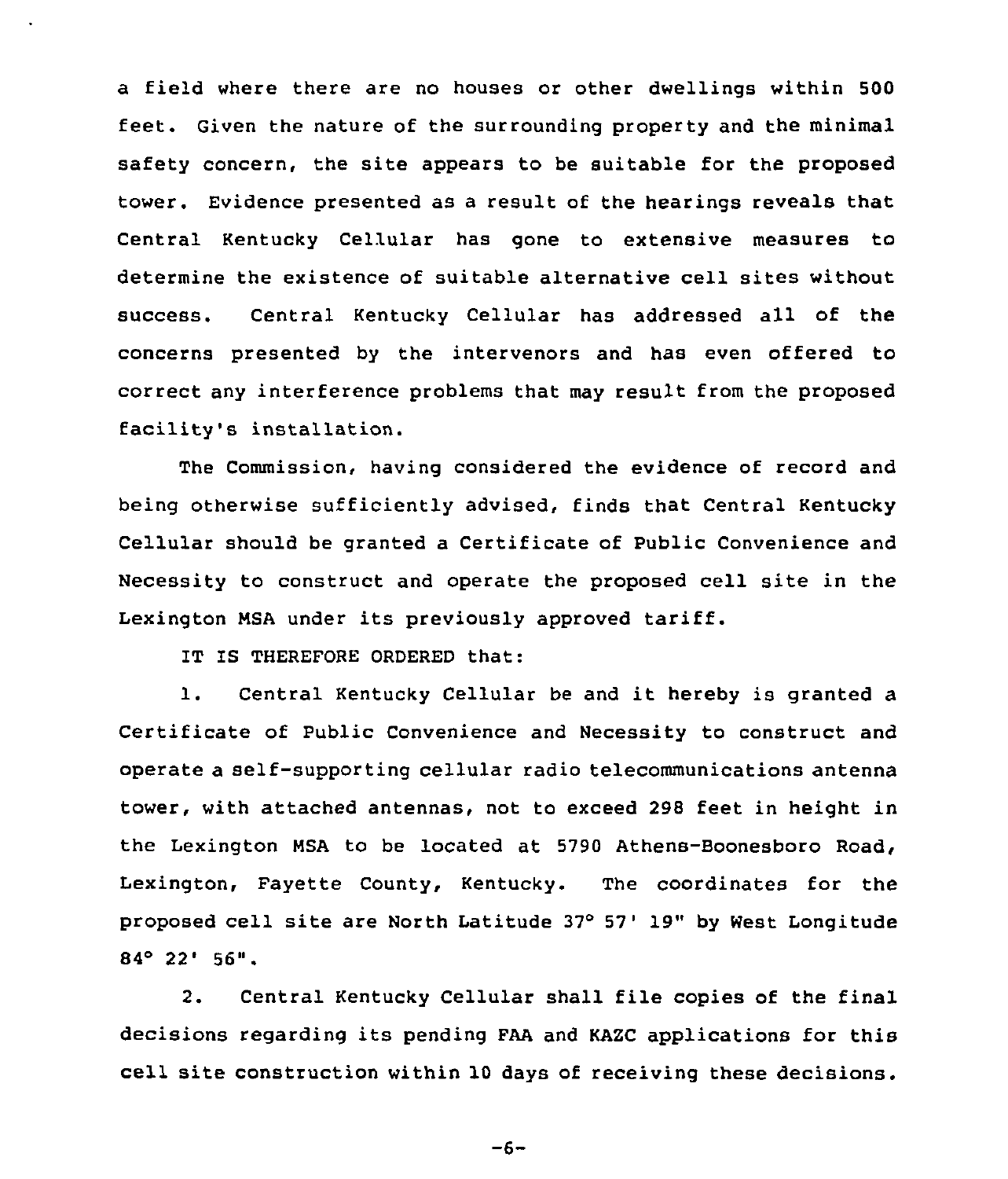a field where there are no houses or other dwellings within 500 feet. Given the nature of the surrounding property and the minimal safety concern, the site appears to be suitable for the proposed tower. Evidence presented as a result of the hearings reveals that Central Kentucky Cellular has gone to extensive measures to determine the existence of suitable alternative cell sites without success. Central Kentucky Cellular has addressed all of the concerns presented by the intervenors and has even offered to correct any interference problems that may result from the proposed facility's installation.

The Commission, having considered the evidence of record and being otherwise sufficiently advised, finds that Central Kentucky Cellular should be granted a Certificate of Public Convenience and Necessity to construct and operate the proposed cell site in the Lexington MSA under its previously approved tariff.

IT IS THEREFORE ORDERED that:

1. Central Kentucky Cellular be and it hereby is granted a Certificate of Public Convenience and Necessity to construct and operate a self-supporting cellular radio telecommunications antenna tower, with attached antennas, not to exceed 298 feet in height in the Lexington MSA to be located at 5790 Athens-Boonesboro Road, Lexington, Fayette County, Kentucky. The coordinates for the proposed cell site are North Latitude 37° 57' 19" by West Longitude 84° 22' 56".

2. Central Kentucky Cellular shall file copies of the final decisions regarding its pending FAA and KAZC applications for this cell site construction within 10 days of receiving these decisions.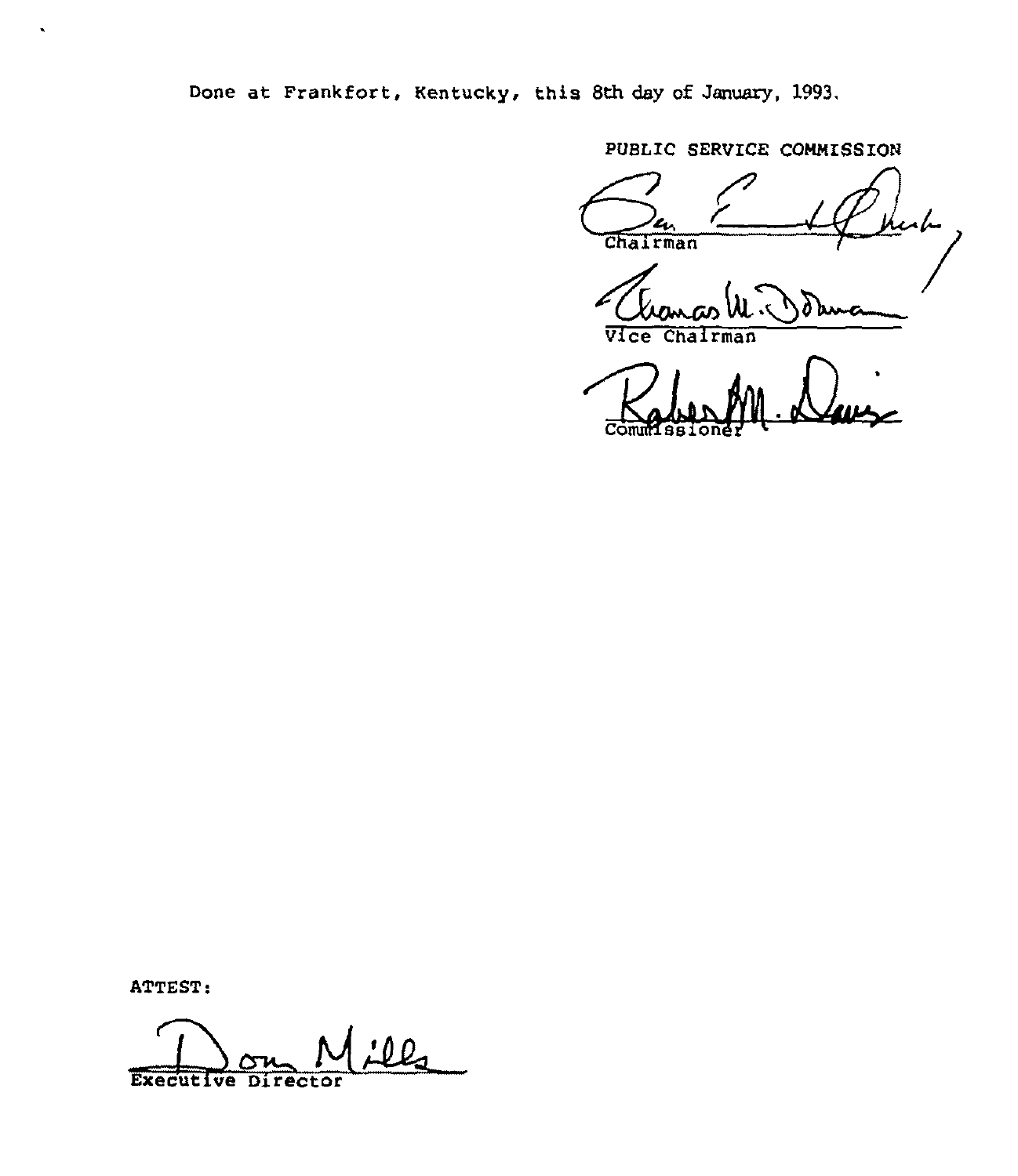Done at Frankfort, Kentucky, this 8th day of January, 1993.

PUBLIC SERVICE COMMISSION

Chairman

Vice Chairman

Commissioner

ATTEST:

Executive Director